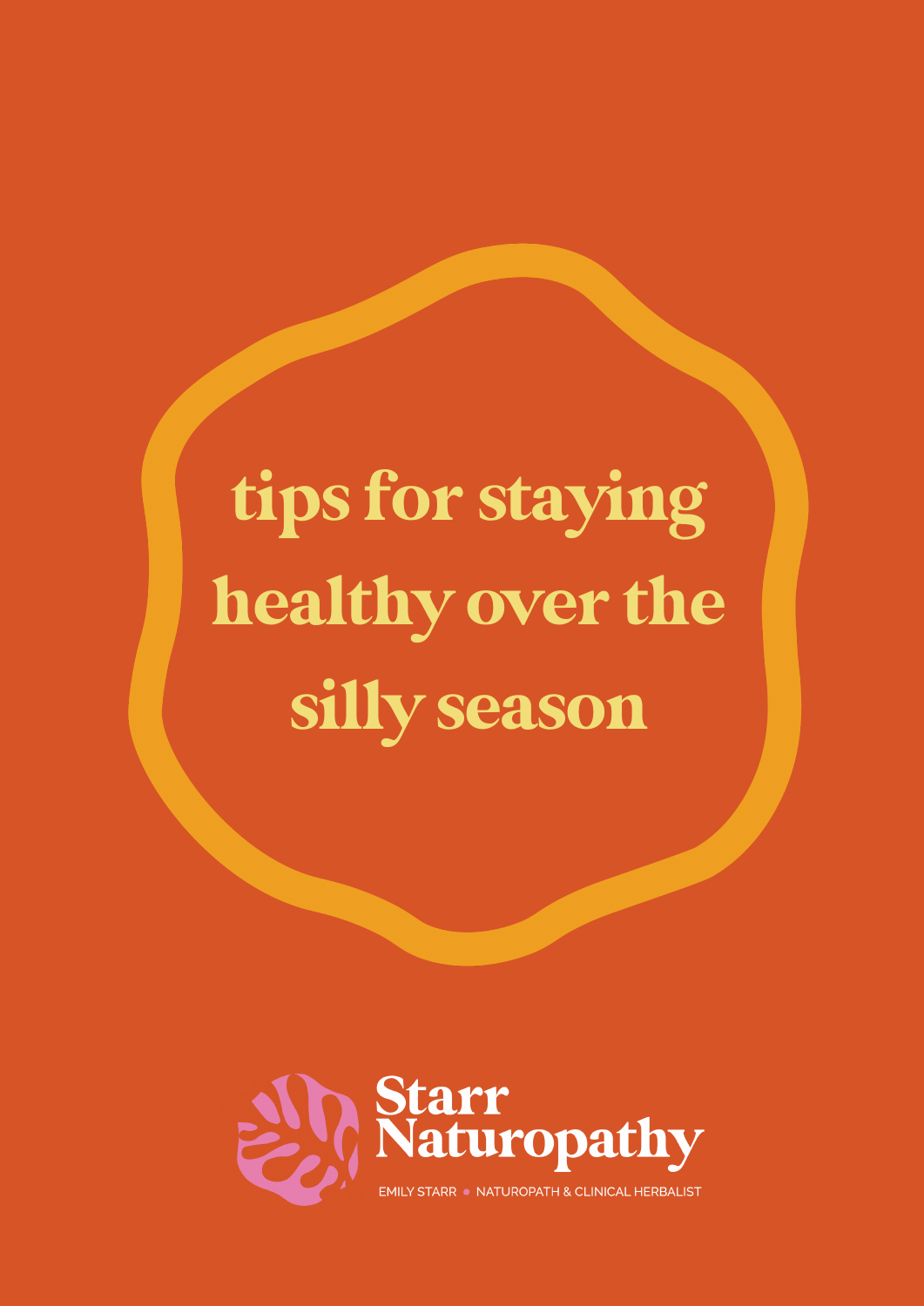# tips for staying healthy over the silly season

**Starr Naturopathy**

EMILY STARR • NATUROPATH & CLINICAL HERBALIST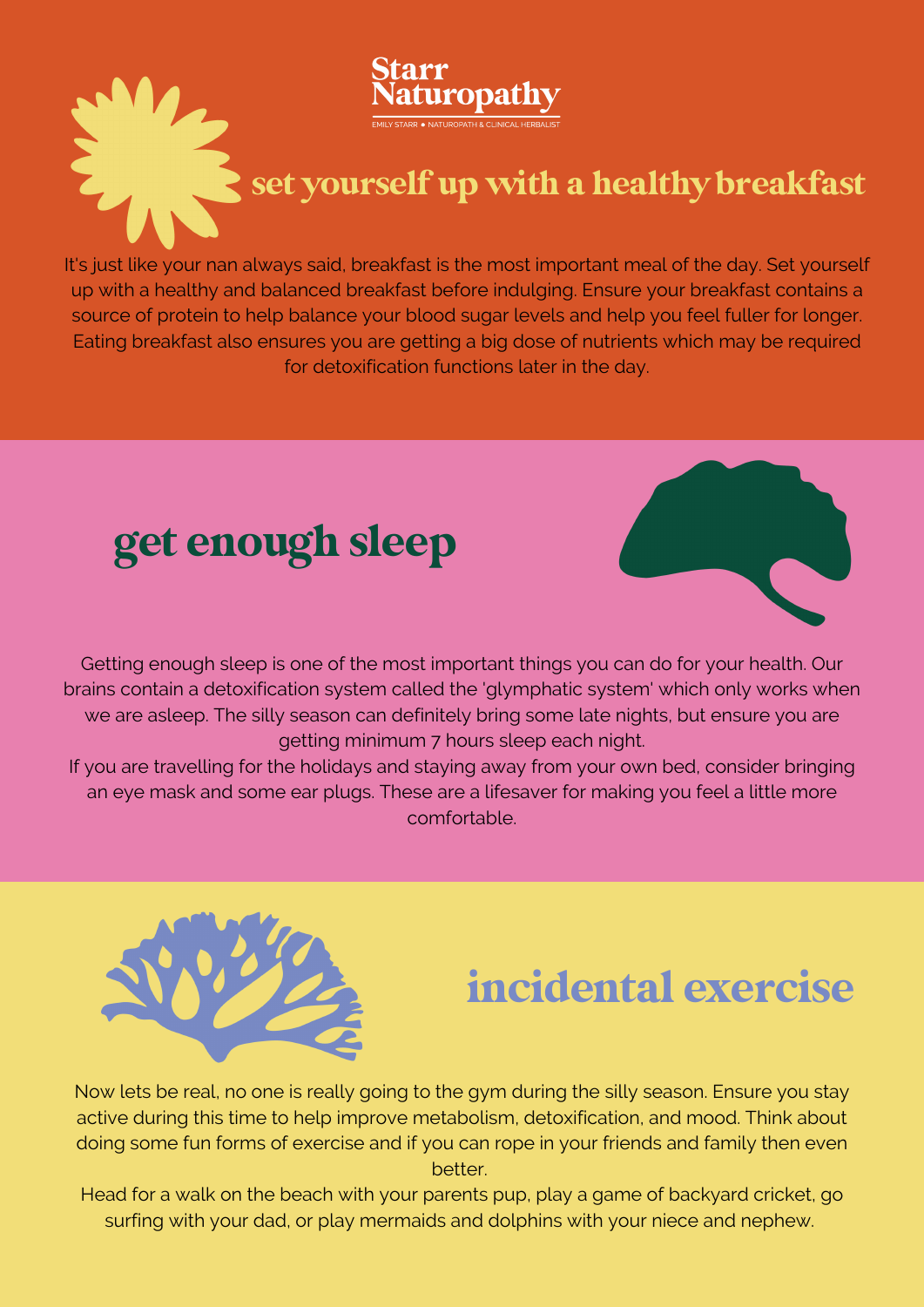Starr Naturopathy

EMILY STARR ● NATUROPATH & CLINICAL HERBALIST

## set yourself up with a healthy breakfast

It's just like your nan always said, breakfast is the most important meal of the day. Set yourself up with a healthy and balanced breakfast before indulging. Ensure your breakfast contains a source of protein to help balance your blood sugar levels and help you feel fuller for longer. Eating breakfast also ensures you are getting a big dose of nutrients which may be required for detoxification functions later in the day.

## get enough sleep

Getting enough sleep is one of the most important things you can do for your health. Our brains contain a detoxification system called the 'glymphatic system' which only works when we are asleep. The silly season can definitely bring some late nights, but ensure you are getting minimum 7 hours sleep each night.

If you are travelling for the holidays and staying away from your own bed, consider bringing an eye mask and some ear plugs. These are a lifesaver for making you feel a little more comfortable.

## incidental exercise

Now lets be real, no one is really going to the gym during the silly season. Ensure you stay active during this time to help improve metabolism, detoxification, and mood. Think about doing some fun forms of exercise and if you can rope in your friends and family then even better.

Head for a walk on the beach with your parents pup, play a game of backyard cricket, go surfing with your dad, or play mermaids and dolphins with your niece and nephew.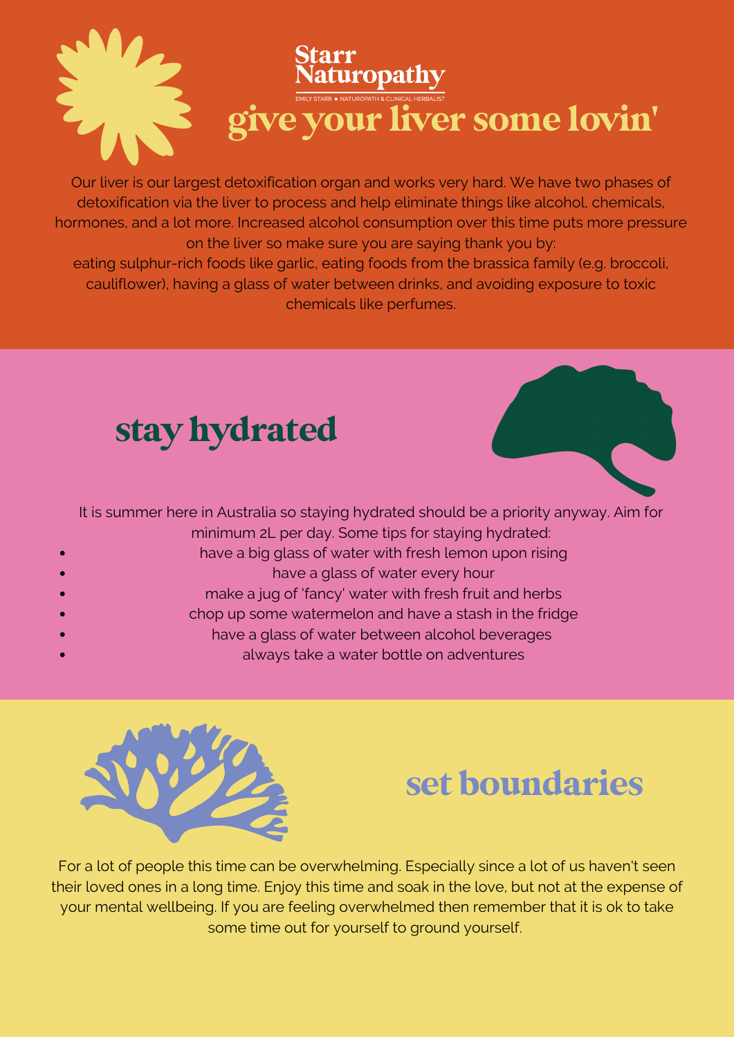Starr Naturopathy

EMILY STARR ● NATUROPATH & CLINICAL HERBALIST

# give your liver some lovin'

Our liver is our largest detoxification organ and works very hard. We have two phases of detoxification via the liver to process and help eliminate things like alcohol, chemicals, hormones, and a lot more. Increased alcohol consumption over this time puts more pressure on the liver so make sure you are saying thank you by:
eating sulphur-rich foods like garlic, eating foods from the brassica family (e.g. broccoli, cauliflower), having a glass of water between drinks, and avoiding exposure to toxic chemicals like perfumes.

# stay hydrated

It is summer here in Australia so staying hydrated should be a priority anyway. Aim for minimum 2L per day. Some tips for staying hydrated:

- have a big glass of water with fresh lemon upon rising
- have a glass of water every hour
- make a jug of 'fancy' water with fresh fruit and herbs
- chop up some watermelon and have a stash in the fridge
- have a glass of water between alcohol beverages
- always take a water bottle on adventures

# set boundaries

For a lot of people this time can be overwhelming. Especially since a lot of us haven't seen their loved ones in a long time. Enjoy this time and soak in the love, but not at the expense of your mental wellbeing. If you are feeling overwhelmed then remember that it is ok to take some time out for yourself to ground yourself.